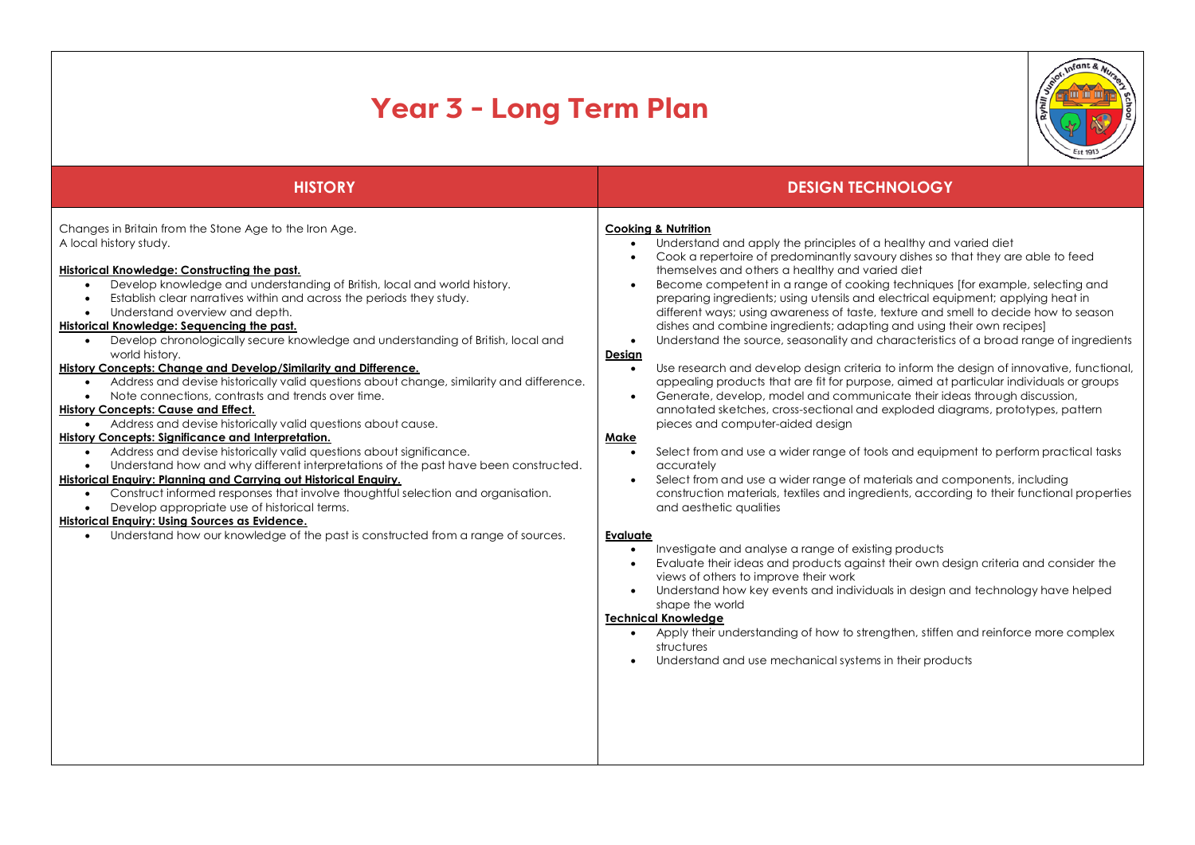# Year 3 - Long Term Plan

## HISTORY

Changes in Britain from the Stone Age to the Iron Age.
A local history study.

**Historical Knowledge: Constructing the past.**

- Develop knowledge and understanding of British, local and world history.
- Establish clear narratives within and across the periods they study.
- Understand overview and depth.

**Historical Knowledge: Sequencing the past.**

- Develop chronologically secure knowledge and understanding of British, local and world history.

**History Concepts: Change and Develop/Similarity and Difference.**

- Address and devise historically valid questions about change, similarity and difference.
- Note connections, contrasts and trends over time.

**History Concepts: Cause and Effect.**

- Address and devise historically valid questions about cause.

**History Concepts: Significance and Interpretation.**

- Address and devise historically valid questions about significance.
- Understand how and why different interpretations of the past have been constructed.

**Historical Enquiry: Planning and Carrying out Historical Enquiry.**

- Construct informed responses that involve thoughtful selection and organisation.
- Develop appropriate use of historical terms.

**Historical Enquiry: Using Sources as Evidence.**

- Understand how our knowledge of the past is constructed from a range of sources.

## DESIGN TECHNOLOGY

**Cooking & Nutrition**

- Understand and apply the principles of a healthy and varied diet
- Cook a repertoire of predominantly savoury dishes so that they are able to feed themselves and others a healthy and varied diet
- Become competent in a range of cooking techniques [for example, selecting and preparing ingredients; using utensils and electrical equipment; applying heat in different ways; using awareness of taste, texture and smell to decide how to season dishes and combine ingredients; adapting and using their own recipes]
- Understand the source, seasonality and characteristics of a broad range of ingredients

**Design**

- Use research and develop design criteria to inform the design of innovative, functional, appealing products that are fit for purpose, aimed at particular individuals or groups
- Generate, develop, model and communicate their ideas through discussion, annotated sketches, cross-sectional and exploded diagrams, prototypes, pattern pieces and computer-aided design

**Make**

- Select from and use a wider range of tools and equipment to perform practical tasks accurately
- Select from and use a wider range of materials and components, including construction materials, textiles and ingredients, according to their functional properties and aesthetic qualities

**Evaluate**

- Investigate and analyse a range of existing products
- Evaluate their ideas and products against their own design criteria and consider the views of others to improve their work
- Understand how key events and individuals in design and technology have helped shape the world

**Technical Knowledge**

- Apply their understanding of how to strengthen, stiffen and reinforce more complex structures
- Understand and use mechanical systems in their products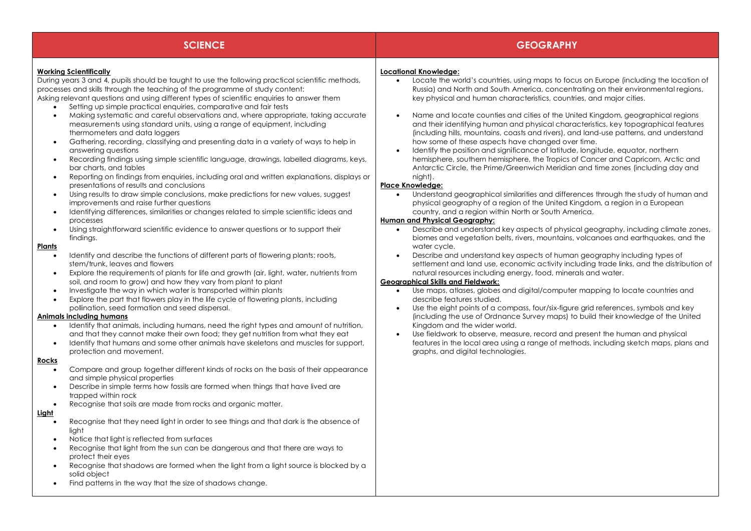## SCIENCE

**Working Scientifically**

During years 3 and 4, pupils should be taught to use the following practical scientific methods, processes and skills through the teaching of the programme of study content:

Asking relevant questions and using different types of scientific enquiries to answer them

- Setting up simple practical enquiries, comparative and fair tests
- Making systematic and careful observations and, where appropriate, taking accurate measurements using standard units, using a range of equipment, including thermometers and data loggers
- Gathering, recording, classifying and presenting data in a variety of ways to help in answering questions
- Recording findings using simple scientific language, drawings, labelled diagrams, keys, bar charts, and tables
- Reporting on findings from enquiries, including oral and written explanations, displays or presentations of results and conclusions
- Using results to draw simple conclusions, make predictions for new values, suggest improvements and raise further questions
- Identifying differences, similarities or changes related to simple scientific ideas and processes
- Using straightforward scientific evidence to answer questions or to support their findings.

**Plants**

- Identify and describe the functions of different parts of flowering plants: roots, stem/trunk, leaves and flowers
- Explore the requirements of plants for life and growth (air, light, water, nutrients from soil, and room to grow) and how they vary from plant to plant
- Investigate the way in which water is transported within plants
- Explore the part that flowers play in the life cycle of flowering plants, including pollination, seed formation and seed dispersal.

**Animals including humans**

- Identify that animals, including humans, need the right types and amount of nutrition, and that they cannot make their own food; they get nutrition from what they eat
- Identify that humans and some other animals have skeletons and muscles for support, protection and movement.

**Rocks**

- Compare and group together different kinds of rocks on the basis of their appearance and simple physical properties
- Describe in simple terms how fossils are formed when things that have lived are trapped within rock
- Recognise that soils are made from rocks and organic matter.

**Light**

- Recognise that they need light in order to see things and that dark is the absence of light
- Notice that light is reflected from surfaces
- Recognise that light from the sun can be dangerous and that there are ways to protect their eyes
- Recognise that shadows are formed when the light from a light source is blocked by a solid object
- Find patterns in the way that the size of shadows change.

## GEOGRAPHY

**Locational Knowledge:**

- Locate the world's countries, using maps to focus on Europe (including the location of Russia) and North and South America, concentrating on their environmental regions, key physical and human characteristics, countries, and major cities.
- Name and locate counties and cities of the United Kingdom, geographical regions and their identifying human and physical characteristics, key topographical features (including hills, mountains, coasts and rivers), and land-use patterns, and understand how some of these aspects have changed over time.
- Identify the position and significance of latitude, longitude, equator, northern hemisphere, southern hemisphere, the Tropics of Cancer and Capricorn, Arctic and Antarctic Circle, the Prime/Greenwich Meridian and time zones (including day and night).

**Place Knowledge:**

- Understand geographical similarities and differences through the study of human and physical geography of a region of the United Kingdom, a region in a European country, and a region within North or South America.

**Human and Physical Geography:**

- Describe and understand key aspects of physical geography, including climate zones, biomes and vegetation belts, rivers, mountains, volcanoes and earthquakes, and the water cycle.
- Describe and understand key aspects of human geography including types of settlement and land use, economic activity including trade links, and the distribution of natural resources including energy, food, minerals and water.

**Geographical Skills and Fieldwork:**

- Use maps, atlases, globes and digital/computer mapping to locate countries and describe features studied.
- Use the eight points of a compass, four/six-figure grid references, symbols and key (including the use of Ordnance Survey maps) to build their knowledge of the United Kingdom and the wider world.
- Use fieldwork to observe, measure, record and present the human and physical features in the local area using a range of methods, including sketch maps, plans and graphs, and digital technologies.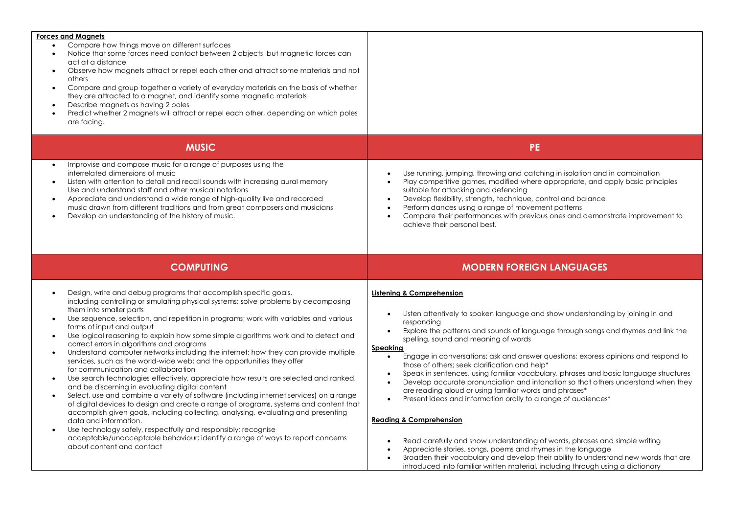**Forces and Magnets**

- Compare how things move on different surfaces
- Notice that some forces need contact between 2 objects, but magnetic forces can act at a distance
- Observe how magnets attract or repel each other and attract some materials and not others
- Compare and group together a variety of everyday materials on the basis of whether they are attracted to a magnet, and identify some magnetic materials
- Describe magnets as having 2 poles
- Predict whether 2 magnets will attract or repel each other, depending on which poles are facing.

## MUSIC

- Improvise and compose music for a range of purposes using the interrelated dimensions of music
- Listen with attention to detail and recall sounds with increasing aural memory Use and understand staff and other musical notations
- Appreciate and understand a wide range of high-quality live and recorded music drawn from different traditions and from great composers and musicians
- Develop an understanding of the history of music.

## PE

- Use running, jumping, throwing and catching in isolation and in combination
- Play competitive games, modified where appropriate, and apply basic principles suitable for attacking and defending
- Develop flexibility, strength, technique, control and balance
- Perform dances using a range of movement patterns
- Compare their performances with previous ones and demonstrate improvement to achieve their personal best.

## COMPUTING

- Design, write and debug programs that accomplish specific goals, including controlling or simulating physical systems; solve problems by decomposing them into smaller parts
- Use sequence, selection, and repetition in programs; work with variables and various forms of input and output
- Use logical reasoning to explain how some simple algorithms work and to detect and correct errors in algorithms and programs
- Understand computer networks including the internet; how they can provide multiple services, such as the world-wide web; and the opportunities they offer for communication and collaboration
- Use search technologies effectively, appreciate how results are selected and ranked, and be discerning in evaluating digital content
- Select, use and combine a variety of software (including internet services) on a range of digital devices to design and create a range of programs, systems and content that accomplish given goals, including collecting, analysing, evaluating and presenting data and information.
- Use technology safely, respectfully and responsibly; recognise acceptable/unacceptable behaviour; identify a range of ways to report concerns about content and contact

## MODERN FOREIGN LANGUAGES

**Listening & Comprehension**

- Listen attentively to spoken language and show understanding by joining in and responding
- Explore the patterns and sounds of language through songs and rhymes and link the spelling, sound and meaning of words

**Speaking**

- Engage in conversations; ask and answer questions; express opinions and respond to those of others; seek clarification and help*
- Speak in sentences, using familiar vocabulary, phrases and basic language structures
- Develop accurate pronunciation and intonation so that others understand when they are reading aloud or using familiar words and phrases*
- Present ideas and information orally to a range of audiences*

**Reading & Comprehension**

- Read carefully and show understanding of words, phrases and simple writing
- Appreciate stories, songs, poems and rhymes in the language
- Broaden their vocabulary and develop their ability to understand new words that are introduced into familiar written material, including through using a dictionary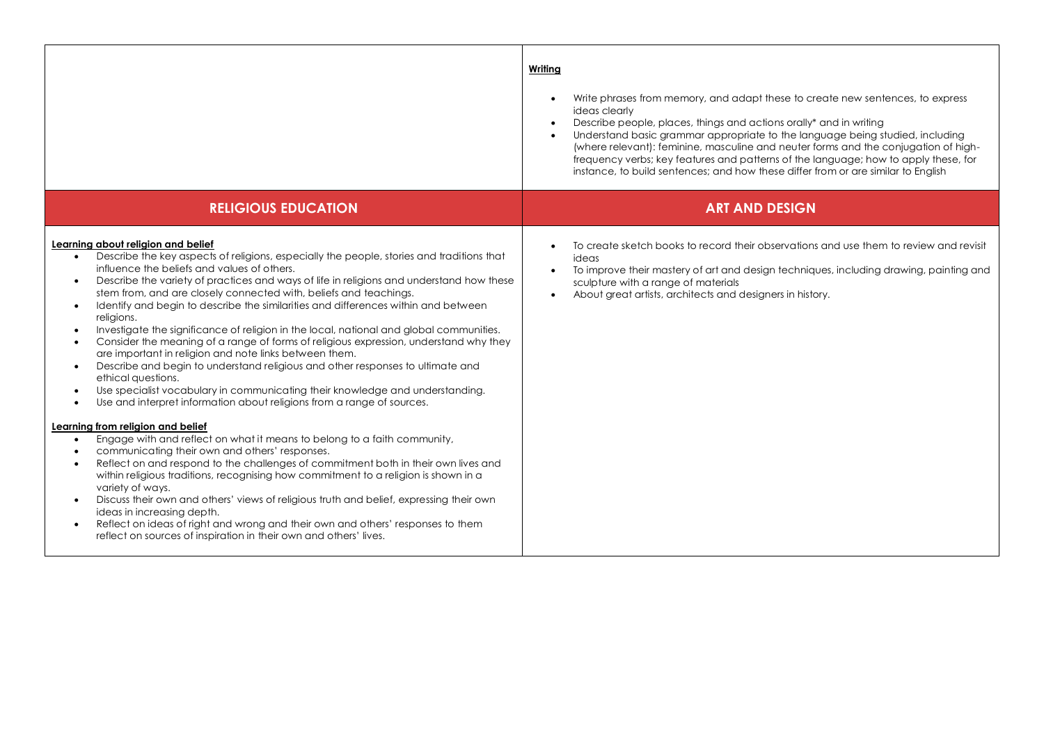**Writing**

- Write phrases from memory, and adapt these to create new sentences, to express ideas clearly
- Describe people, places, things and actions orally* and in writing
- Understand basic grammar appropriate to the language being studied, including (where relevant): feminine, masculine and neuter forms and the conjugation of high-frequency verbs; key features and patterns of the language; how to apply these, for instance, to build sentences; and how these differ from or are similar to English

## RELIGIOUS EDUCATION

**Learning about religion and belief**

- Describe the key aspects of religions, especially the people, stories and traditions that influence the beliefs and values of others.
- Describe the variety of practices and ways of life in religions and understand how these stem from, and are closely connected with, beliefs and teachings.
- Identify and begin to describe the similarities and differences within and between religions.
- Investigate the significance of religion in the local, national and global communities.
- Consider the meaning of a range of forms of religious expression, understand why they are important in religion and note links between them.
- Describe and begin to understand religious and other responses to ultimate and ethical questions.
- Use specialist vocabulary in communicating their knowledge and understanding.
- Use and interpret information about religions from a range of sources.

**Learning from religion and belief**

- Engage with and reflect on what it means to belong to a faith community,
- communicating their own and others' responses.
- Reflect on and respond to the challenges of commitment both in their own lives and within religious traditions, recognising how commitment to a religion is shown in a variety of ways.
- Discuss their own and others' views of religious truth and belief, expressing their own ideas in increasing depth.
- Reflect on ideas of right and wrong and their own and others' responses to them reflect on sources of inspiration in their own and others' lives.

## ART AND DESIGN

- To create sketch books to record their observations and use them to review and revisit ideas
- To improve their mastery of art and design techniques, including drawing, painting and sculpture with a range of materials
- About great artists, architects and designers in history.